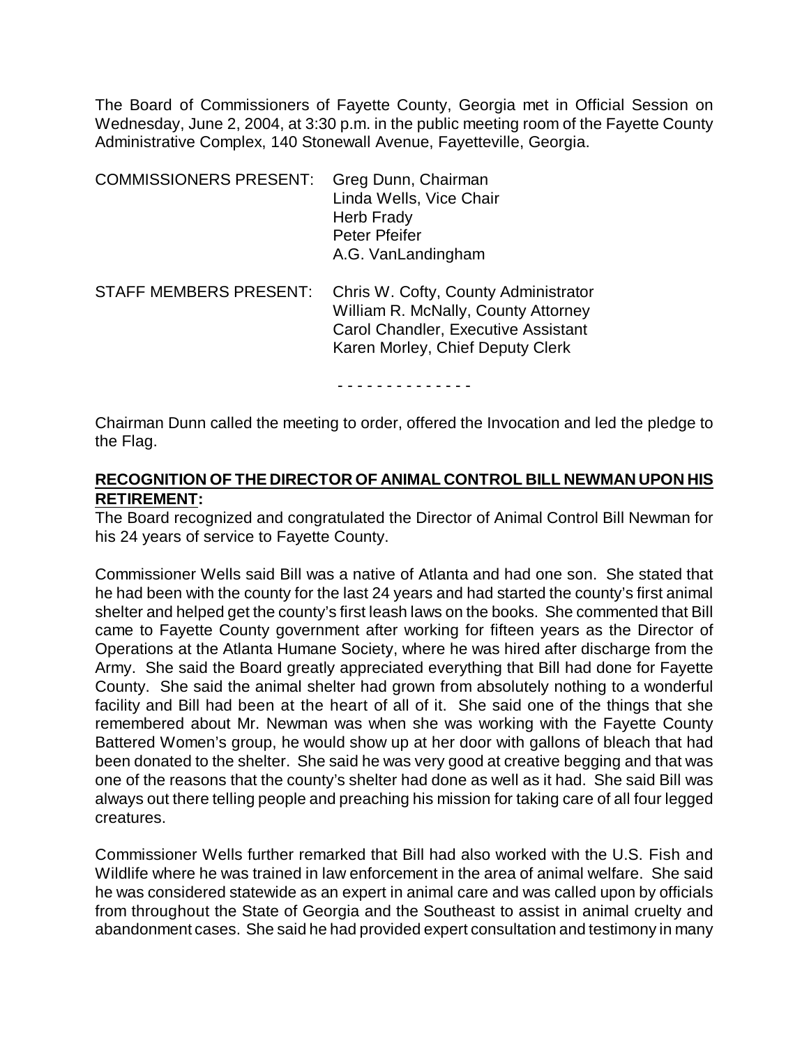The Board of Commissioners of Fayette County, Georgia met in Official Session on Wednesday, June 2, 2004, at 3:30 p.m. in the public meeting room of the Fayette County Administrative Complex, 140 Stonewall Avenue, Fayetteville, Georgia.

| | |
|---|---|
| COMMISSIONERS PRESENT: | Greg Dunn, Chairman<br>Linda Wells, Vice Chair<br>Herb Frady<br>Peter Pfeifer<br>A.G. VanLandingham |
| STAFF MEMBERS PRESENT: | Chris W. Cofty, County Administrator<br>William R. McNally, County Attorney<br>Carol Chandler, Executive Assistant<br>Karen Morley, Chief Deputy Clerk |

- - - - - - - - - - - - - -

Chairman Dunn called the meeting to order, offered the Invocation and led the pledge to the Flag.

**RECOGNITION OF THE DIRECTOR OF ANIMAL CONTROL BILL NEWMAN UPON HIS RETIREMENT:**

The Board recognized and congratulated the Director of Animal Control Bill Newman for his 24 years of service to Fayette County.

Commissioner Wells said Bill was a native of Atlanta and had one son. She stated that he had been with the county for the last 24 years and had started the county's first animal shelter and helped get the county's first leash laws on the books. She commented that Bill came to Fayette County government after working for fifteen years as the Director of Operations at the Atlanta Humane Society, where he was hired after discharge from the Army. She said the Board greatly appreciated everything that Bill had done for Fayette County. She said the animal shelter had grown from absolutely nothing to a wonderful facility and Bill had been at the heart of all of it. She said one of the things that she remembered about Mr. Newman was when she was working with the Fayette County Battered Women's group, he would show up at her door with gallons of bleach that had been donated to the shelter. She said he was very good at creative begging and that was one of the reasons that the county's shelter had done as well as it had. She said Bill was always out there telling people and preaching his mission for taking care of all four legged creatures.

Commissioner Wells further remarked that Bill had also worked with the U.S. Fish and Wildlife where he was trained in law enforcement in the area of animal welfare. She said he was considered statewide as an expert in animal care and was called upon by officials from throughout the State of Georgia and the Southeast to assist in animal cruelty and abandonment cases. She said he had provided expert consultation and testimony in many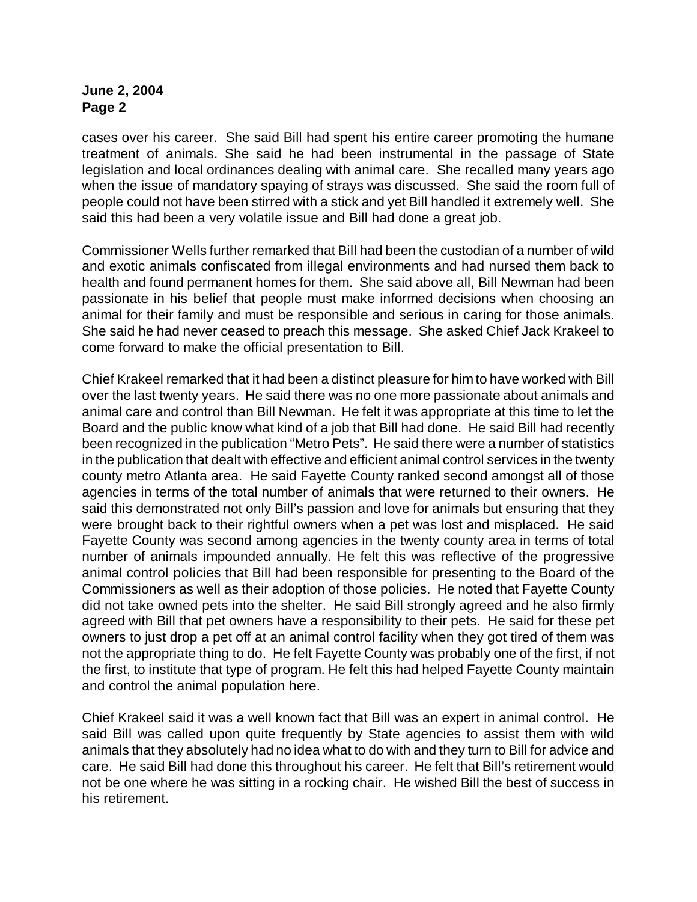cases over his career. She said Bill had spent his entire career promoting the humane treatment of animals. She said he had been instrumental in the passage of State legislation and local ordinances dealing with animal care. She recalled many years ago when the issue of mandatory spaying of strays was discussed. She said the room full of people could not have been stirred with a stick and yet Bill handled it extremely well. She said this had been a very volatile issue and Bill had done a great job.

Commissioner Wells further remarked that Bill had been the custodian of a number of wild and exotic animals confiscated from illegal environments and had nursed them back to health and found permanent homes for them. She said above all, Bill Newman had been passionate in his belief that people must make informed decisions when choosing an animal for their family and must be responsible and serious in caring for those animals. She said he had never ceased to preach this message. She asked Chief Jack Krakeel to come forward to make the official presentation to Bill.

Chief Krakeel remarked that it had been a distinct pleasure for him to have worked with Bill over the last twenty years. He said there was no one more passionate about animals and animal care and control than Bill Newman. He felt it was appropriate at this time to let the Board and the public know what kind of a job that Bill had done. He said Bill had recently been recognized in the publication "Metro Pets". He said there were a number of statistics in the publication that dealt with effective and efficient animal control services in the twenty county metro Atlanta area. He said Fayette County ranked second amongst all of those agencies in terms of the total number of animals that were returned to their owners. He said this demonstrated not only Bill's passion and love for animals but ensuring that they were brought back to their rightful owners when a pet was lost and misplaced. He said Fayette County was second among agencies in the twenty county area in terms of total number of animals impounded annually. He felt this was reflective of the progressive animal control policies that Bill had been responsible for presenting to the Board of the Commissioners as well as their adoption of those policies. He noted that Fayette County did not take owned pets into the shelter. He said Bill strongly agreed and he also firmly agreed with Bill that pet owners have a responsibility to their pets. He said for these pet owners to just drop a pet off at an animal control facility when they got tired of them was not the appropriate thing to do. He felt Fayette County was probably one of the first, if not the first, to institute that type of program. He felt this had helped Fayette County maintain and control the animal population here.

Chief Krakeel said it was a well known fact that Bill was an expert in animal control. He said Bill was called upon quite frequently by State agencies to assist them with wild animals that they absolutely had no idea what to do with and they turn to Bill for advice and care. He said Bill had done this throughout his career. He felt that Bill's retirement would not be one where he was sitting in a rocking chair. He wished Bill the best of success in his retirement.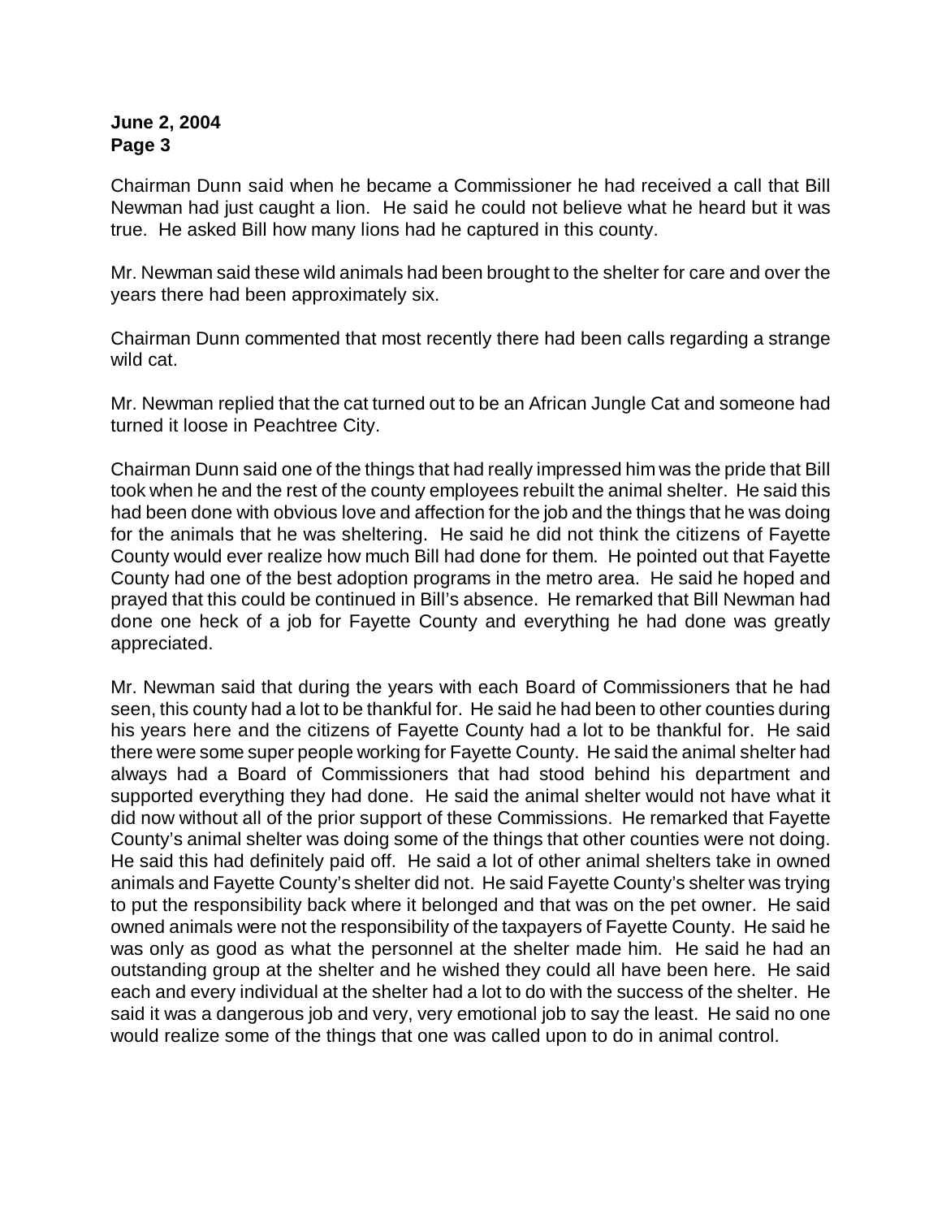Chairman Dunn said when he became a Commissioner he had received a call that Bill Newman had just caught a lion. He said he could not believe what he heard but it was true. He asked Bill how many lions had he captured in this county.

Mr. Newman said these wild animals had been brought to the shelter for care and over the years there had been approximately six.

Chairman Dunn commented that most recently there had been calls regarding a strange wild cat.

Mr. Newman replied that the cat turned out to be an African Jungle Cat and someone had turned it loose in Peachtree City.

Chairman Dunn said one of the things that had really impressed him was the pride that Bill took when he and the rest of the county employees rebuilt the animal shelter. He said this had been done with obvious love and affection for the job and the things that he was doing for the animals that he was sheltering. He said he did not think the citizens of Fayette County would ever realize how much Bill had done for them. He pointed out that Fayette County had one of the best adoption programs in the metro area. He said he hoped and prayed that this could be continued in Bill's absence. He remarked that Bill Newman had done one heck of a job for Fayette County and everything he had done was greatly appreciated.

Mr. Newman said that during the years with each Board of Commissioners that he had seen, this county had a lot to be thankful for. He said he had been to other counties during his years here and the citizens of Fayette County had a lot to be thankful for. He said there were some super people working for Fayette County. He said the animal shelter had always had a Board of Commissioners that had stood behind his department and supported everything they had done. He said the animal shelter would not have what it did now without all of the prior support of these Commissions. He remarked that Fayette County's animal shelter was doing some of the things that other counties were not doing. He said this had definitely paid off. He said a lot of other animal shelters take in owned animals and Fayette County's shelter did not. He said Fayette County's shelter was trying to put the responsibility back where it belonged and that was on the pet owner. He said owned animals were not the responsibility of the taxpayers of Fayette County. He said he was only as good as what the personnel at the shelter made him. He said he had an outstanding group at the shelter and he wished they could all have been here. He said each and every individual at the shelter had a lot to do with the success of the shelter. He said it was a dangerous job and very, very emotional job to say the least. He said no one would realize some of the things that one was called upon to do in animal control.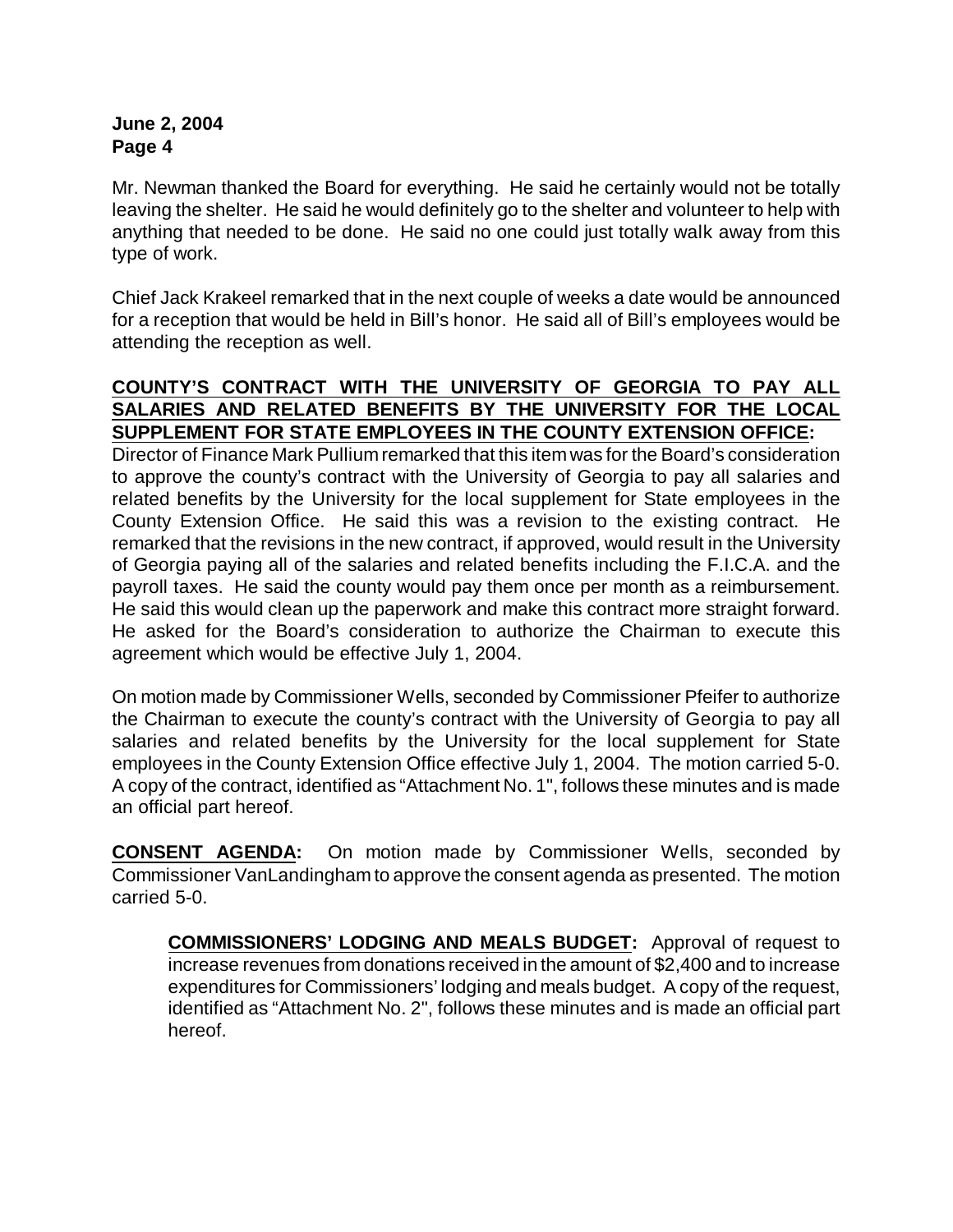Mr. Newman thanked the Board for everything. He said he certainly would not be totally leaving the shelter. He said he would definitely go to the shelter and volunteer to help with anything that needed to be done. He said no one could just totally walk away from this type of work.

Chief Jack Krakeel remarked that in the next couple of weeks a date would be announced for a reception that would be held in Bill's honor. He said all of Bill's employees would be attending the reception as well.

**COUNTY'S CONTRACT WITH THE UNIVERSITY OF GEORGIA TO PAY ALL SALARIES AND RELATED BENEFITS BY THE UNIVERSITY FOR THE LOCAL SUPPLEMENT FOR STATE EMPLOYEES IN THE COUNTY EXTENSION OFFICE:**
Director of Finance Mark Pullium remarked that this item was for the Board's consideration to approve the county's contract with the University of Georgia to pay all salaries and related benefits by the University for the local supplement for State employees in the County Extension Office. He said this was a revision to the existing contract. He remarked that the revisions in the new contract, if approved, would result in the University of Georgia paying all of the salaries and related benefits including the F.I.C.A. and the payroll taxes. He said the county would pay them once per month as a reimbursement. He said this would clean up the paperwork and make this contract more straight forward. He asked for the Board's consideration to authorize the Chairman to execute this agreement which would be effective July 1, 2004.

On motion made by Commissioner Wells, seconded by Commissioner Pfeifer to authorize the Chairman to execute the county's contract with the University of Georgia to pay all salaries and related benefits by the University for the local supplement for State employees in the County Extension Office effective July 1, 2004. The motion carried 5-0. A copy of the contract, identified as "Attachment No. 1", follows these minutes and is made an official part hereof.

**CONSENT AGENDA:** On motion made by Commissioner Wells, seconded by Commissioner VanLandingham to approve the consent agenda as presented. The motion carried 5-0.

> **COMMISSIONERS' LODGING AND MEALS BUDGET:** Approval of request to increase revenues from donations received in the amount of $2,400 and to increase expenditures for Commissioners' lodging and meals budget. A copy of the request, identified as "Attachment No. 2", follows these minutes and is made an official part hereof.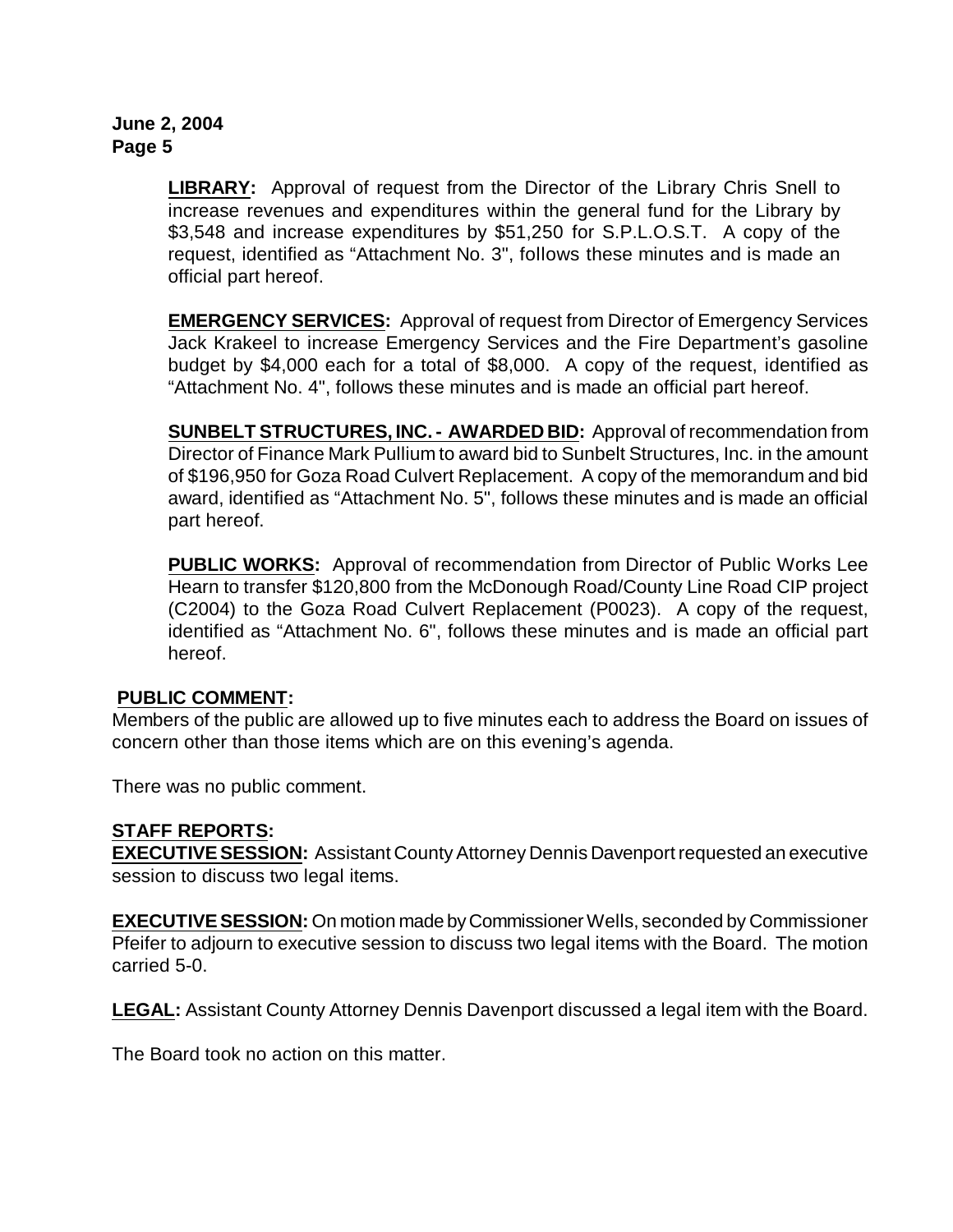**LIBRARY:** Approval of request from the Director of the Library Chris Snell to increase revenues and expenditures within the general fund for the Library by $3,548 and increase expenditures by $51,250 for S.P.L.O.S.T. A copy of the request, identified as "Attachment No. 3", follows these minutes and is made an official part hereof.

**EMERGENCY SERVICES:** Approval of request from Director of Emergency Services Jack Krakeel to increase Emergency Services and the Fire Department's gasoline budget by $4,000 each for a total of $8,000. A copy of the request, identified as "Attachment No. 4", follows these minutes and is made an official part hereof.

**SUNBELT STRUCTURES, INC. - AWARDED BID:** Approval of recommendation from Director of Finance Mark Pullium to award bid to Sunbelt Structures, Inc. in the amount of $196,950 for Goza Road Culvert Replacement. A copy of the memorandum and bid award, identified as "Attachment No. 5", follows these minutes and is made an official part hereof.

**PUBLIC WORKS:** Approval of recommendation from Director of Public Works Lee Hearn to transfer $120,800 from the McDonough Road/County Line Road CIP project (C2004) to the Goza Road Culvert Replacement (P0023). A copy of the request, identified as "Attachment No. 6", follows these minutes and is made an official part hereof.

**PUBLIC COMMENT:**

Members of the public are allowed up to five minutes each to address the Board on issues of concern other than those items which are on this evening's agenda.

There was no public comment.

**STAFF REPORTS:**

**EXECUTIVE SESSION:** Assistant County Attorney Dennis Davenport requested an executive session to discuss two legal items.

**EXECUTIVE SESSION:** On motion made by Commissioner Wells, seconded by Commissioner Pfeifer to adjourn to executive session to discuss two legal items with the Board. The motion carried 5-0.

**LEGAL:** Assistant County Attorney Dennis Davenport discussed a legal item with the Board.

The Board took no action on this matter.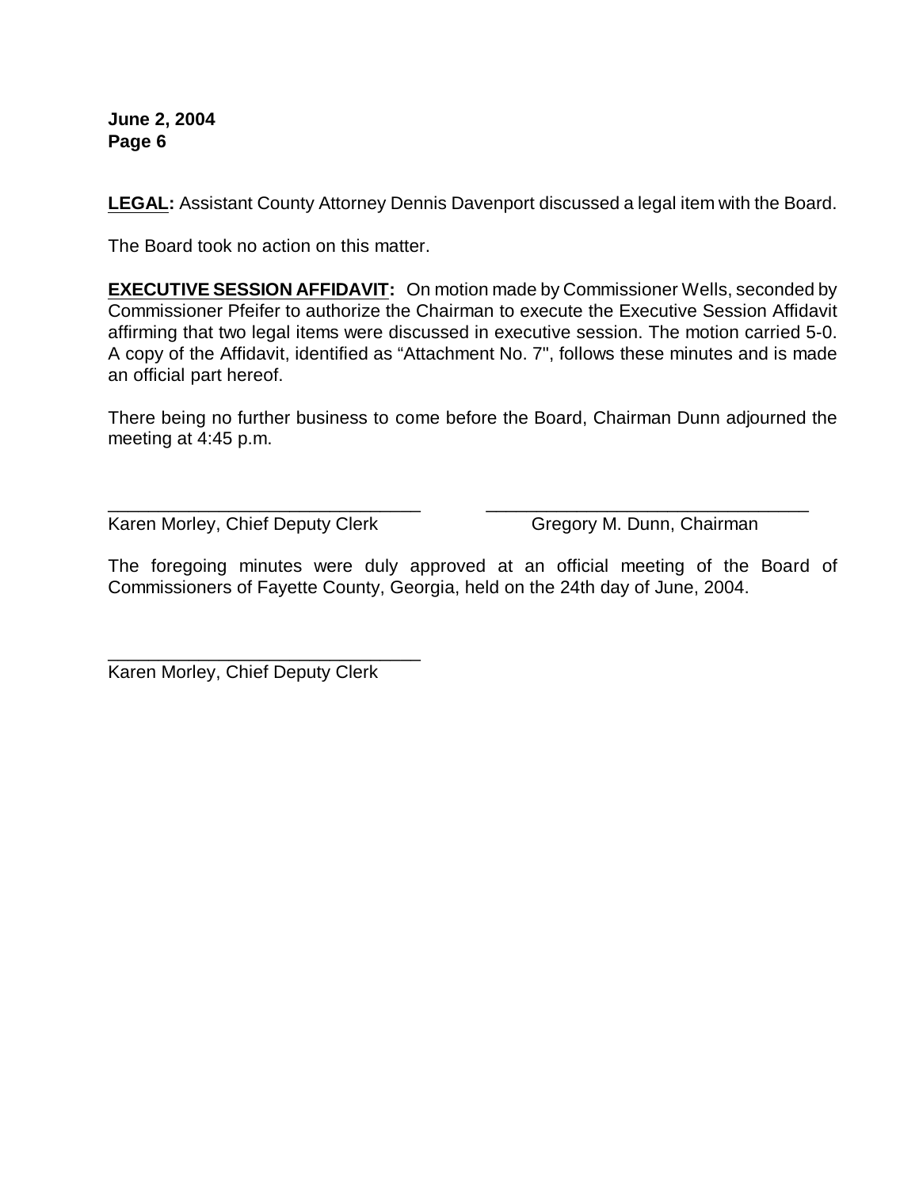**LEGAL:** Assistant County Attorney Dennis Davenport discussed a legal item with the Board.

The Board took no action on this matter.

**EXECUTIVE SESSION AFFIDAVIT:** On motion made by Commissioner Wells, seconded by Commissioner Pfeifer to authorize the Chairman to execute the Executive Session Affidavit affirming that two legal items were discussed in executive session. The motion carried 5-0. A copy of the Affidavit, identified as "Attachment No. 7", follows these minutes and is made an official part hereof.

There being no further business to come before the Board, Chairman Dunn adjourned the meeting at 4:45 p.m.

\_\_\_\_\_\_\_\_\_\_\_\_\_\_\_\_\_\_\_\_\_\_\_\_\_\_\_\_\_\_\_\_
Karen Morley, Chief Deputy Clerk

\_\_\_\_\_\_\_\_\_\_\_\_\_\_\_\_\_\_\_\_\_\_\_\_\_\_\_\_\_\_\_\_
Gregory M. Dunn, Chairman

The foregoing minutes were duly approved at an official meeting of the Board of Commissioners of Fayette County, Georgia, held on the 24th day of June, 2004.

\_\_\_\_\_\_\_\_\_\_\_\_\_\_\_\_\_\_\_\_\_\_\_\_\_\_\_\_\_\_\_\_
Karen Morley, Chief Deputy Clerk